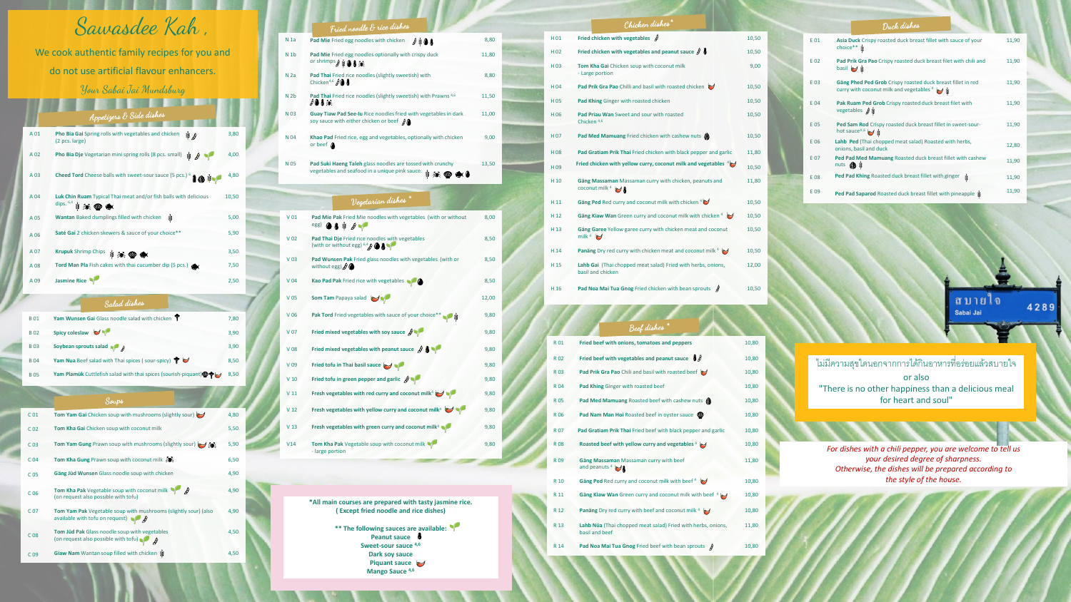# Sawasdee Kah ,

We cook authentic family recipes for you and do not use artificial flavour enhancers.

*Your Sabai Jai Mundsburg*

## Appetizers & Side dishes

| | | |
|---|---|---|
| A 01 | **Pho Bia Gai** Spring rolls with vegetables and chicken (2 pcs. large) | 3,80 |
| A 02 | **Pho Bia Dje** Vegetarian mini spring rolls (8 pcs. small) | 4,00 |
| A 03 | **Cheed Tord** Cheese balls with sweet-sour sauce (5 pcs.) [6] | 4,80 |
| A 04 | **Luk Chin Ruam** Typical Thai meat and/or fish balls with delicious dips. [4,6] | 10,50 |
| A 05 | **Wantan** Baked dumplings filled with chicken | 5,00 |
| A 06 | **Saté Gai** 2 chicken skewers & sauce of your choice** | 5,90 |
| A 07 | **Krupuk** Shrimp Chips | 3,50 |
| A 08 | **Tord Man Pla** Fish cakes with thai cucumber dip (5 pcs.) | 7,50 |
| A 09 | **Jasmine Rice** | 2,50 |

## Salad dishes

| | | |
|---|---|---|
| B 01 | **Yam Wunsen Gai** Glass noodle salad with chicken | 7,80 |
| B 02 | **Spicy coleslaw** | 3,90 |
| B 03 | **Soybean sprouts salad** | 3,90 |
| B 04 | **Yam Nua** Beef salad with Thai spices ( sour-spicy) | 8,50 |
| B 05 | **Yam Plamük** Cuttlefish salad with thai spices (sourish-piquant) | 8,50 |

## Soups

| | | |
|---|---|---|
| C 01 | **Tom Yam Gai** Chicken soup with mushrooms (slightly sour) | 4,80 |
| C 02 | **Tom Kha Gai** Chicken soup with coconut milk | 5,50 |
| C 03 | **Tom Yam Gung** Prawn soup with mushrooms (slightly sour) | 5,90 |
| C 04 | **Tom Kha Gung** Prawn soup with coconut milk | 6,50 |
| C 05 | **Gäng Jüd Wunsen** Glass noodle soup with chicken | 4,90 |
| C 06 | **Tom Kha Pak** Vegetable soup with coconut milk (on request also possible with tofu) | 4,90 |
| C 07 | **Tom Yam Pak** Vegetable soup with mushrooms (slightly sour) (also available with tofu on request) | 4,90 |
| C 08 | **Tom Jüd Pak** Glass noodle soup with vegetables (on request also possible with tofu) | 4,50 |
| C 09 | **Giaw Nam** Wantan soup filled with chicken | 4,50 |

## Fried noodle & rice dishes

| | | |
|---|---|---|
| N 1a | **Pad Mie** Fried egg noodles with chicken | 8,80 |
| N 1b | **Pad Mie** Fried egg noodles optionally with crispy duck or shrimps | 11,80 |
| N 2a | **Pad Thai** Fried rice noodles (slightly sweetish) with Chicken [4,6] | 8,80 |
| N 2b | **Pad Thai** Fried rice noodles (slightly sweetish) with Prawns [4,6] | 11,50 |
| N 03 | **Guay Tiaw Pad See-lu** Rice noodles fried with vegetables in dark soy sauce with either chicken or beef | 11,00 |
| N 04 | **Khao Pad** Fried rice, egg and vegetables, optionally with chicken or beef | 9,00 |
| N 05 | **Pad Suki Haeng Taleh** glass noodles are tossed with crunchy vegetables and seafood in a unique pink sauce. | 13,50 |

## Vegetarian dishes *

| | | |
|---|---|---|
| V 01 | **Pad Mie Pak** Fried Mie noodles with vegetables (with or without egg) | 8,00 |
| V 02 | **Pad Thai Dje** Fried rice noodles with vegetables (with or without egg) [4,6] | 8,50 |
| V 03 | **Pad Wunsen Pak** Fried glass noodles with vegetables (with or without egg) | 8,50 |
| V 04 | **Kao Pad Pak** Fried rice with vegetables | 8,50 |
| V 05 | **Som Tam** Papaya salad | 12,00 |
| V 06 | **Pak Tord** Fried vegetables with sauce of your choice** | 9,80 |
| V 07 | **Fried mixed vegetables with soy sauce** | 9,80 |
| V 08 | **Fried mixed vegetables with peanut sauce** | 9,80 |
| V 09 | **Fried tofu in Thai basil sauce** | 9,80 |
| V 10 | **Fried tofu in green pepper and garlic** | 9,80 |
| V 11 | **Fresh vegetables with red curry and coconut milk** [4] | 9,80 |
| V 12 | **Fresh vegetables with yellow curry and coconut milk** [4] | 9,80 |
| V 13 | **Fresh vegetables with green curry and coconut milk** [4] | 9,80 |
| V14 | **Tom Kha Pak** Vegetable soup with coconut milk - large portion | 9,80 |

**\*All main courses are prepared with tasty jasmine rice. ( Except fried noodle and rice dishes)**

**** The following sauces are available:**
**Peanut sauce**
**Sweet-sour sauce [4,6]**
**Dark soy sauce**
**Piquant sauce**
**Mango Sauce [4,6]**

## Chicken dishes *

| | | |
|---|---|---|
| H 01 | **Fried chicken with vegetables** | 10,50 |
| H 02 | **Fried chicken with vegetables and peanut sauce** | 10,50 |
| H 03 | **Tom Kha Gai** Chicken soup with coconut milk - Large portion | 9,00 |
| H 04 | **Pad Prik Gra Pao** Chilli and basil with roasted chicken | 10,50 |
| H 05 | **Pad Khing** Ginger with roasted chicken | 10,50 |
| H 06 | **Pad Priau Wan** Sweet and sour with roasted Chicken [4,6] | 10,50 |
| H 07 | **Pad Med Mamuang** Fried chicken with cashew nuts | 10,50 |
| H 08 | **Pad Gratiam Prik Thai** Fried chicken with black pepper and garlic | 11,80 |
| H 09 | **Fried chicken with yellow curry, coconut milk and vegetables** [4] | 10,50 |
| H 10 | **Gäng Massaman** Massaman curry with chicken, peanuts and coconut milk [4] | 11,80 |
| H 11 | **Gäng Ped** Red curry and coconut milk with chicken [4] | 10,50 |
| H 12 | **Gäng Kiaw Wan** Green curry and coconut milk with chicken [4] | 10,50 |
| H 13 | **Gäng Garee** Yellow garee curry with chicken meat and coconut milk [4] | 10,50 |
| H 14 | **Panäng** Dry red curry with chicken meat and coconut milk [4] | 10,50 |
| H 15 | **Lahb Gai** (Thai chopped meat salad) Fried with herbs, onions, basil and chicken | 12,00 |
| H 16 | **Pad Noa Mai Tua Gnog** Fried chicken with bean sprouts | 10,50 |

## Beef dishes *

| | | |
|---|---|---|
| R 01 | **Fried beef with onions, tomatoes and peppers** | 10,80 |
| R 02 | **Fried beef with vegetables and peanut sauce** | 10,80 |
| R 03 | **Pad Prik Gra Pao** Chili and basil with roasted beef | 10,80 |
| R 04 | **Pad Khing** Ginger with roasted beef | 10,80 |
| R 05 | **Pad Med Mamuang** Roasted beef with cashew nuts | 10,80 |
| R 06 | **Pad Nam Man Hoi** Roasted beef in oyster sauce | 10,80 |
| R 07 | **Pad Gratiam Prik Thai** Fried beef with black pepper and garlic | 10,80 |
| R 08 | **Roasted beef with yellow curry and vegetables** [4] | 10,80 |
| R 09 | **Gäng Massaman** Massaman curry with beef and peanuts [4] | 11,80 |
| R 10 | **Gäng Ped** Red curry and coconut milk with beef [4] | 10,80 |
| R 11 | **Gäng Kiaw Wan** Green curry and coconut milk with beef [4] | 10,80 |
| R 12 | **Panäng** Dry red curry with beef and coconut milk [4] | 10,80 |
| R 13 | **Lahb Nüa** (Thai chopped meat salad) Fried with herbs, onions, basil and beef | 11,80 |
| R 14 | **Pad Noa Mai Tua Gnog** Fried beef with bean sprouts | 10,80 |

## Duck dishes

| | | |
|---|---|---|
| E 01 | **Asia Duck** Crispy roasted duck breast fillet with sauce of your choice** | 11,90 |
| E 02 | **Pad Prik Gra Pao** Crispy roasted duck breast filet with chili and basil | 11,90 |
| E 03 | **Gäng Phed Red Grob** Crispy roasted duck breast fillet in red curry with coconut milk and vegetables [4] | 11,90 |
| E 04 | **Pak Ruam Ped Grob** Crispy roasted duck breast filet with vegetables | 11,90 |
| E 05 | **Ped Sam Rod** Crispy roasted duck breast fillet in sweet-sour-hot sauce [4,6] | 11,90 |
| E 06 | **Lahb Ped** (Thai chopped meat salad) Roasted with herbs, onions, basil and duck | 12,80 |
| E 07 | **Ped Pad Med Mamuang** Roasted duck breast fillet with cashew nuts | 11,90 |
| E 08 | **Ped Pad Khing** Roasted duck breast fillet with ginger | 11,90 |
| E 09 | **Ped Pad Saparod** Roasted duck breast fillet with pineapple | 11,90 |

สบายใจ Sabai Jai 4289

ไม่มีความสุขใดนอกจากการได้กินอาหารที่อร่อยแล้วสบายใจ

or also

"There is no other happiness than a delicious meal for heart and soul"

*For dishes with a chili pepper, you are welcome to tell us your desired degree of sharpness. Otherwise, the dishes will be prepared according to the style of the house.*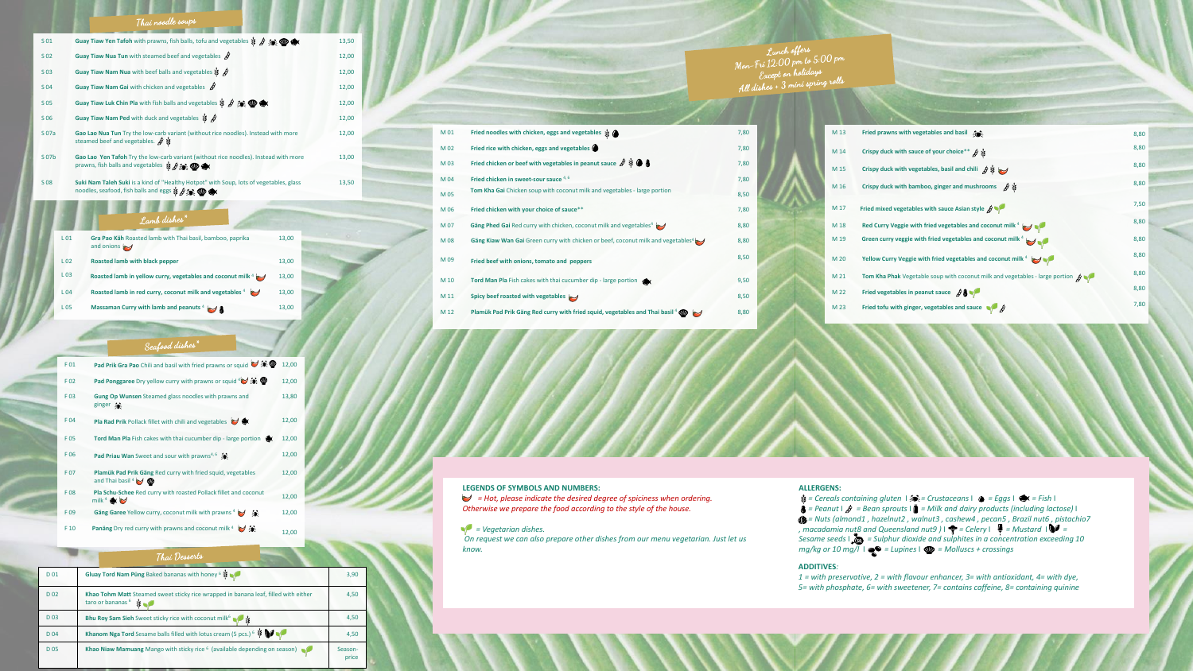## Thai noodle soups

| | | |
|---|---|---|
| S 01 | **Guay Tiaw Yen Tafoh** with prawns, fish balls, tofu and vegetables | 13,50 |
| S 02 | **Guay Tiaw Nua Tun** with steamed beef and vegetables | 12,00 |
| S 03 | **Guay Tiaw Nam Nua** with beef balls and vegetables | 12,00 |
| S 04 | **Guay Tiaw Nam Gai** with chicken and vegetables | 12,00 |
| S 05 | **Guay Tiaw Luk Chin Pla** with fish balls and vegetables | 12,00 |
| S 06 | **Guay Tiaw Nam Ped** with duck and vegetables | 12,00 |
| S 07a | **Gao Lao Nua Tun** Try the low-carb variant (without rice noodles). Instead with more steamed beef and vegetables. | 12,00 |
| S 07b | **Gao Lao Yen Tafoh** Try the low-carb variant (without rice noodles). Instead with more prawns, fish balls and vegetables | 13,00 |
| S 08 | **Suki Nam Taleh Suki** is a kind of "Healthy Hotpot" with Soup, lots of vegetables, glass noodles, seafood, fish balls and eggs | 13,50 |

## Lamb dishes*

| | | |
|---|---|---|
| L 01 | **Gra Pao Käh** Roasted lamb with Thai basil, bamboo, paprika and onions | 13,00 |
| L 02 | **Roasted lamb with black pepper** | 13,00 |
| L 03 | **Roasted lamb in yellow curry, vegetables and coconut milk** [4] | 13,00 |
| L 04 | **Roasted lamb in red curry, coconut milk and vegetables** [4] | 13,00 |
| L 05 | **Massaman Curry with lamb and peanuts** [4] | 13,00 |

## Seafood dishes*

| | | |
|---|---|---|
| F 01 | **Pad Prik Gra Pao** Chili and basil with fried prawns or squid | 12,00 |
| F 02 | **Pad Ponggaree** Dry yellow curry with prawns or squid [4] | 12,00 |
| F 03 | **Gung Op Wunsen** Steamed glass noodles with prawns and ginger | 13,80 |
| F 04 | **Pla Rad Prik** Pollack fillet with chili and vegetables | 12,00 |
| F 05 | **Tord Man Pla** Fish cakes with thai cucumber dip - large portion | 12,00 |
| F 06 | **Pad Priau Wan** Sweet and sour with prawns [4,6] | 12,00 |
| F 07 | **Plamük Pad Prik Gäng** Red curry with fried squid, vegetables and Thai basil [4] | 12,00 |
| F 08 | **Pla Schu-Schee** Red curry with roasted Pollack fillet and coconut milk [4] | 12,00 |
| F 09 | **Gäng Garee** Yellow curry, coconut milk with prawns [4] | 12,00 |
| F 10 | **Panäng** Dry red curry with prawns and coconut milk [4] | 12,00 |

## Thai Desserts

| | | |
|---|---|---|
| D 01 | **Gluay Tord Nam Püng** Baked bananas with honey [6] | 3,90 |
| D 02 | **Khao Tohm Matt** Steamed sweet sticky rice wrapped in banana leaf, filled with either taro or bananas [6] | 4,50 |
| D 03 | **Bhu Roy Sam Sieh** Sweet sticky rice with coconut milk [6] | 4,50 |
| D 04 | **Khanom Nga Tord** Sesame balls filled with lotus cream (5 pcs.) [6] | 4,50 |
| D 05 | **Khao Niaw Mamuang** Mango with sticky rice [6] (available depending on season) | Season-price |

## Lunch offers

Mon-Fri 12:00 pm to 5:00 pm
Except on holidays
All dishes + 3 mini spring rolls

| | | |
|---|---|---|
| M 01 | **Fried noodles with chicken, eggs and vegetables** | 7,80 |
| M 02 | **Fried rice with chicken, eggs and vegetables** | 7,80 |
| M 03 | **Fried chicken or beef with vegetables in peanut sauce** | 7,80 |
| M 04 | **Fried chicken in sweet-sour sauce** [4,6] | 7,80 |
| M 05 | **Tom Kha Gai** Chicken soup with coconut milk and vegetables - large portion | 8,50 |
| M 06 | **Fried chicken with your choice of sauce**** | 7,80 |
| M 07 | **Gäng Phed Gai** Red curry with chicken, coconut milk and vegetables [4] | 8,80 |
| M 08 | **Gäng Kiaw Wan Gai** Green curry with chicken or beef, coconut milk and vegetables [4] | 8,80 |
| M 09 | **Fried beef with onions, tomato and peppers** | 8,50 |
| M 10 | **Tord Man Pla** Fish cakes with thai cucumber dip - large portion | 9,50 |
| M 11 | **Spicy beef roasted with vegetables** | 8,50 |
| M 12 | **Plamük Pad Prik Gäng Red curry with fried squid, vegetables and Thai basil** [4] | 8,80 |
| M 13 | **Fried prawns with vegetables and basil** | 8,80 |
| M 14 | **Crispy duck with sauce of your choice**** | 8,80 |
| M 15 | **Crispy duck with vegetables, basil and chili** | 8,80 |
| M 16 | **Crispy duck with bamboo, ginger and mushrooms** | 8,80 |
| M 17 | **Fried mixed vegetables with sauce Asian style** | 7,50 |
| M 18 | **Red Curry Veggie with fried vegetables and coconut milk** [4] | 8,80 |
| M 19 | **Green curry veggie with fried vegetables and coconut milk** [4] | 8,80 |
| M 20 | **Yellow Curry Veggie with fried vegetables and coconut milk** [4] | 8,80 |
| M 21 | **Tom Kha Phak** Vegetable soup with coconut milk and vegetables - large portion | 8,80 |
| M 22 | **Fried vegetables in peanut sauce** | 8,80 |
| M 23 | **Fried tofu with ginger, vegetables and sauce** | 7,80 |

**LEGENDS OF SYMBOLS AND NUMBERS:**

*= Hot, please indicate the desired degree of spiciness when ordering. Otherwise we prepare the food according to the style of the house.*

*= Vegetarian dishes.*
*On request we can also prepare other dishes from our menu vegetarian. Just let us know.*

**ALLERGENS:**

*= Cereals containing gluten | = Crustaceans | = Eggs | = Fish | = Peanut | = Bean sprouts | = Milk and dairy products (including lactose) | = Nuts (almond1, hazelnut2, walnut3, cashew4, pecan5, Brazil nut6, pistachio7, macadamia nut8 and Queensland nut9) | = Celery | = Mustard | = Sesame seeds | = Sulphur dioxide and sulphites in a concentration exceeding 10 mg/kg or 10 mg/l | = Lupines | = Molluscs + crossings*

**ADDITIVES:**

*1 = with preservative, 2 = with flavour enhancer, 3= with antioxidant, 4= with dye, 5= with phosphate, 6= with sweetener, 7= contains caffeine, 8= containing quinine*